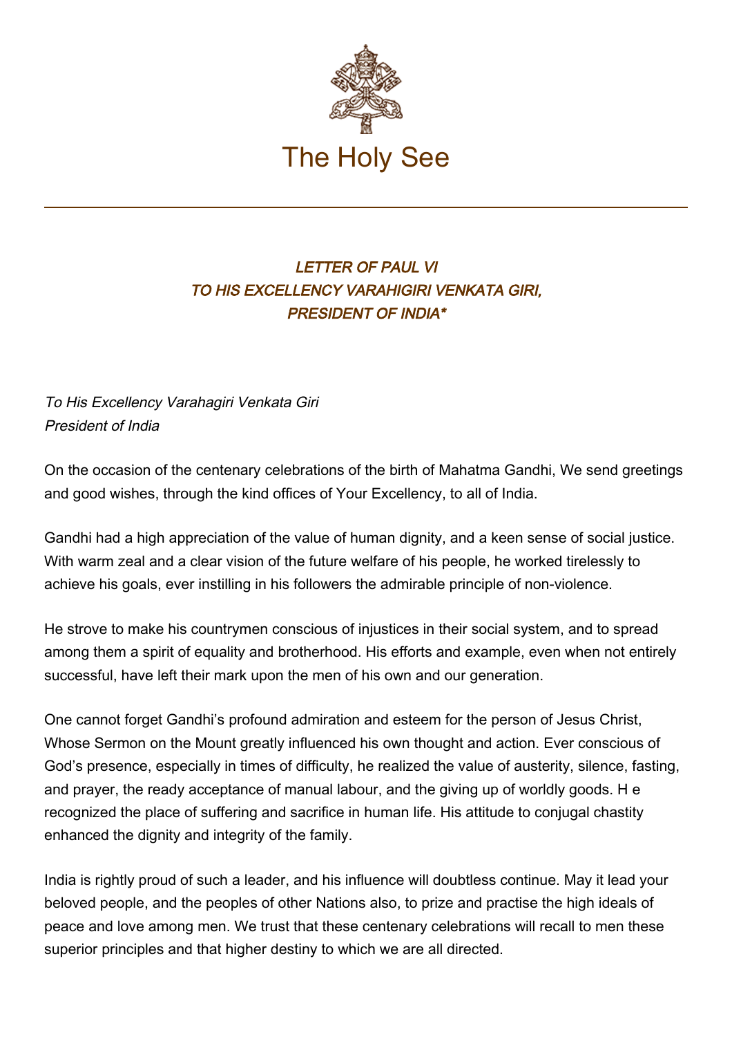The Holy See

# *LETTER OF PAUL VI TO HIS EXCELLENCY VARAHIGIRI VENKATA GIRI, PRESIDENT OF INDIA**

*To His Excellency Varahagiri Venkata Giri*
*President of India*

On the occasion of the centenary celebrations of the birth of Mahatma Gandhi, We send greetings and good wishes, through the kind offices of Your Excellency, to all of India.

Gandhi had a high appreciation of the value of human dignity, and a keen sense of social justice. With warm zeal and a clear vision of the future welfare of his people, he worked tirelessly to achieve his goals, ever instilling in his followers the admirable principle of non-violence.

He strove to make his countrymen conscious of injustices in their social system, and to spread among them a spirit of equality and brotherhood. His efforts and example, even when not entirely successful, have left their mark upon the men of his own and our generation.

One cannot forget Gandhi's profound admiration and esteem for the person of Jesus Christ, Whose Sermon on the Mount greatly influenced his own thought and action. Ever conscious of God's presence, especially in times of difficulty, he realized the value of austerity, silence, fasting, and prayer, the ready acceptance of manual labour, and the giving up of worldly goods. H e recognized the place of suffering and sacrifice in human life. His attitude to conjugal chastity enhanced the dignity and integrity of the family.

India is rightly proud of such a leader, and his influence will doubtless continue. May it lead your beloved people, and the peoples of other Nations also, to prize and practise the high ideals of peace and love among men. We trust that these centenary celebrations will recall to men these superior principles and that higher destiny to which we are all directed.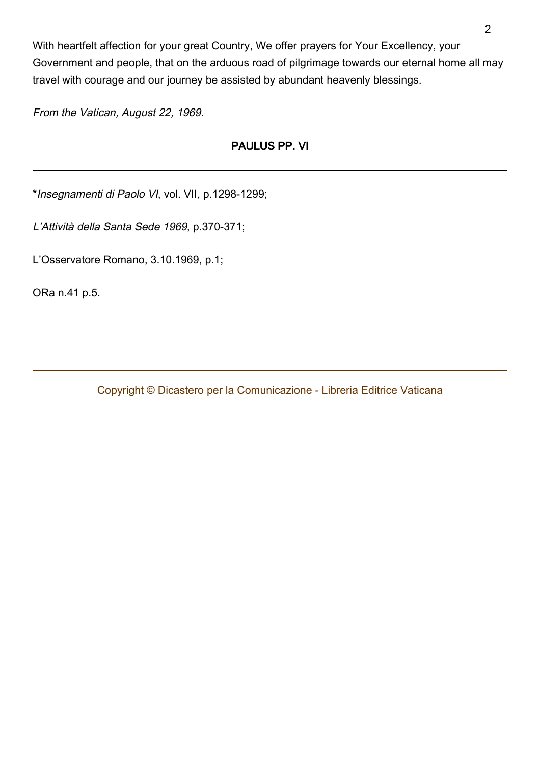With heartfelt affection for your great Country, We offer prayers for Your Excellency, your Government and people, that on the arduous road of pilgrimage towards our eternal home all may travel with courage and our journey be assisted by abundant heavenly blessings.

*From the Vatican, August 22, 1969*.

**PAULUS PP. VI**

---

*\*Insegnamenti di Paolo VI*, vol. VII, p.1298-1299;

*L'Attività della Santa Sede 1969*, p.370-371;

L'Osservatore Romano, 3.10.1969, p.1;

ORa n.41 p.5.

---

Copyright © Dicastero per la Comunicazione - Libreria Editrice Vaticana